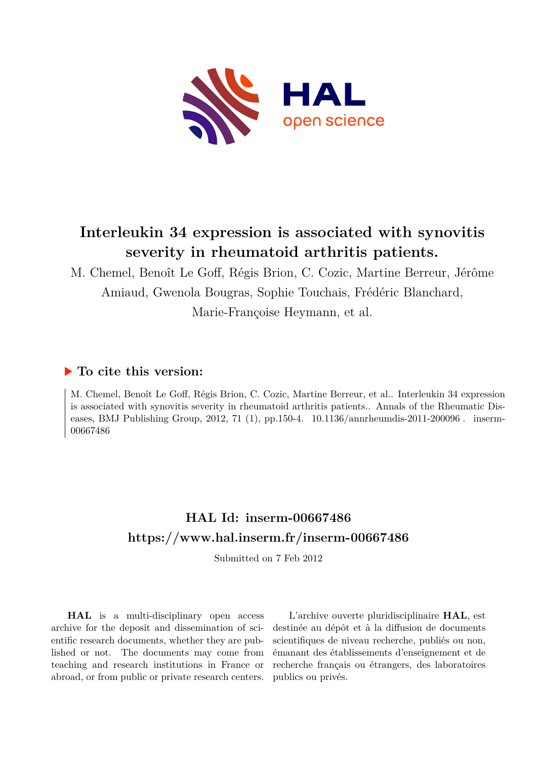# Interleukin 34 expression is associated with synovitis severity in rheumatoid arthritis patients.

M. Chemel, Benoît Le Goff, Régis Brion, C. Cozic, Martine Berreur, Jérôme Amiaud, Gwenola Bougras, Sophie Touchais, Frédéric Blanchard, Marie-Françoise Heymann, et al.

## ▶ To cite this version:

M. Chemel, Benoît Le Goff, Régis Brion, C. Cozic, Martine Berreur, et al.. Interleukin 34 expression is associated with synovitis severity in rheumatoid arthritis patients.. Annals of the Rheumatic Diseases, BMJ Publishing Group, 2012, 71 (1), pp.150-4. 10.1136/annrheumdis-2011-200096 . inserm-00667486

## HAL Id: inserm-00667486
## https://www.hal.inserm.fr/inserm-00667486

Submitted on 7 Feb 2012

**HAL** is a multi-disciplinary open access archive for the deposit and dissemination of scientific research documents, whether they are published or not. The documents may come from teaching and research institutions in France or abroad, or from public or private research centers.

L'archive ouverte pluridisciplinaire **HAL**, est destinée au dépôt et à la diffusion de documents scientifiques de niveau recherche, publiés ou non, émanant des établissements d'enseignement et de recherche français ou étrangers, des laboratoires publics ou privés.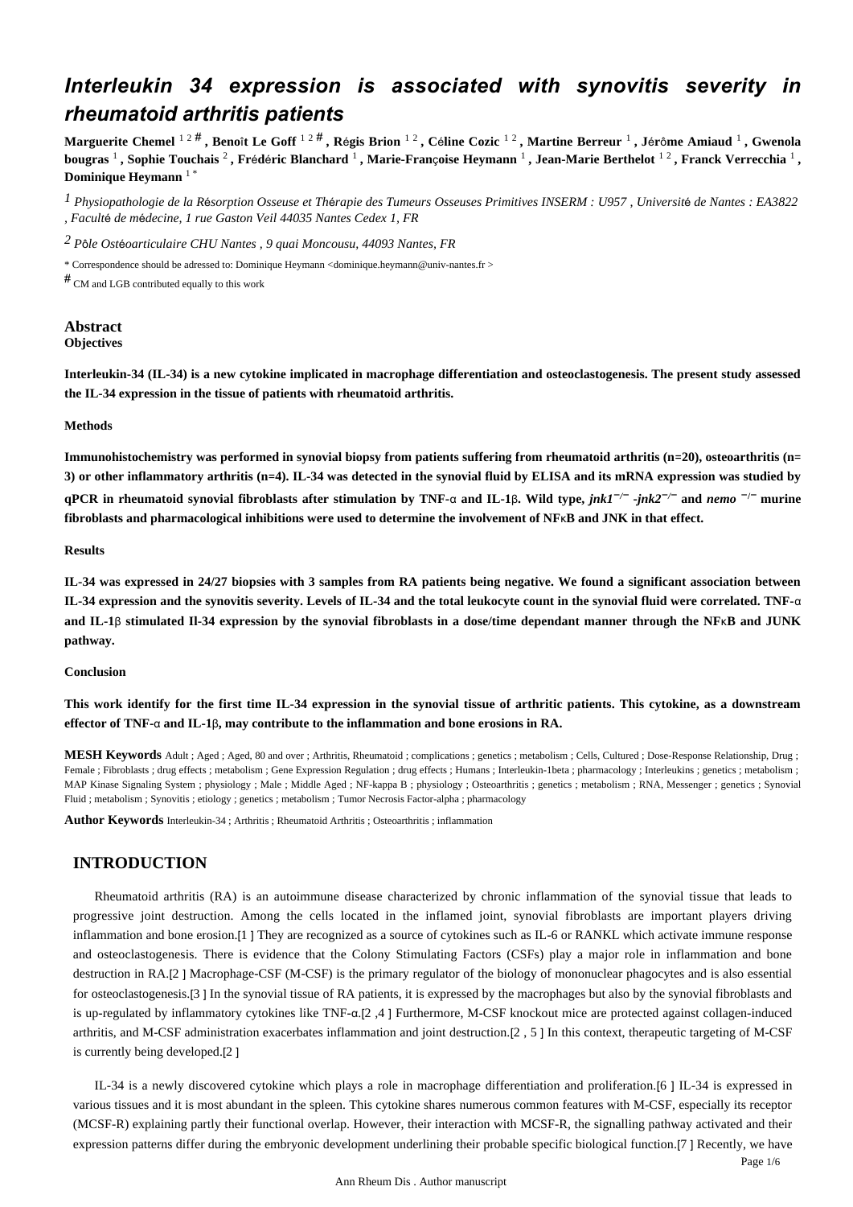# Interleukin 34 expression is associated with synovitis severity in rheumatoid arthritis patients

**Marguerite Chemel** [1 2 #], **Benoît Le Goff** [1 2 #], **Régis Brion** [1 2], **Céline Cozic** [1 2], **Martine Berreur** [1], **Jérôme Amiaud** [1], **Gwenola bougras** [1], **Sophie Touchais** [2], **Frédéric Blanchard** [1], **Marie-Françoise Heymann** [1], **Jean-Marie Berthelot** [1 2], **Franck Verrecchia** [1], **Dominique Heymann** [1 *]

[1] *Physiopathologie de la Résorption Osseuse et Thérapie des Tumeurs Osseuses Primitives INSERM : U957 , Université de Nantes : EA3822 , Faculté de médecine, 1 rue Gaston Veil 44035 Nantes Cedex 1, FR*

[2] *Pôle Ostéoarticulaire CHU Nantes , 9 quai Moncousu, 44093 Nantes, FR*

* Correspondence should be adressed to: Dominique Heymann <dominique.heymann@univ-nantes.fr >

# CM and LGB contributed equally to this work

## Abstract

**Objectives**

**Interleukin-34 (IL-34) is a new cytokine implicated in macrophage differentiation and osteoclastogenesis. The present study assessed the IL-34 expression in the tissue of patients with rheumatoid arthritis.**

**Methods**

**Immunohistochemistry was performed in synovial biopsy from patients suffering from rheumatoid arthritis (n=20), osteoarthritis (n= 3) or other inflammatory arthritis (n=4). IL-34 was detected in the synovial fluid by ELISA and its mRNA expression was studied by qPCR in rheumatoid synovial fibroblasts after stimulation by TNF-α and IL-1β. Wild type, *jnk1*$^{-/-}$ *-jnk2*$^{-/-}$ and *nemo* $^{-/-}$ murine fibroblasts and pharmacological inhibitions were used to determine the involvement of NFκB and JNK in that effect.**

**Results**

**IL-34 was expressed in 24/27 biopsies with 3 samples from RA patients being negative. We found a significant association between IL-34 expression and the synovitis severity. Levels of IL-34 and the total leukocyte count in the synovial fluid were correlated. TNF-α and IL-1β stimulated Il-34 expression by the synovial fibroblasts in a dose/time dependant manner through the NFκB and JUNK pathway.**

**Conclusion**

**This work identify for the first time IL-34 expression in the synovial tissue of arthritic patients. This cytokine, as a downstream effector of TNF-α and IL-1β, may contribute to the inflammation and bone erosions in RA.**

**MESH Keywords** Adult ; Aged ; Aged, 80 and over ; Arthritis, Rheumatoid ; complications ; genetics ; metabolism ; Cells, Cultured ; Dose-Response Relationship, Drug ; Female ; Fibroblasts ; drug effects ; metabolism ; Gene Expression Regulation ; drug effects ; Humans ; Interleukin-1beta ; pharmacology ; Interleukins ; genetics ; metabolism ; MAP Kinase Signaling System ; physiology ; Male ; Middle Aged ; NF-kappa B ; physiology ; Osteoarthritis ; genetics ; metabolism ; RNA, Messenger ; genetics ; Synovial Fluid ; metabolism ; Synovitis ; etiology ; genetics ; metabolism ; Tumor Necrosis Factor-alpha ; pharmacology

**Author Keywords** Interleukin-34 ; Arthritis ; Rheumatoid Arthritis ; Osteoarthritis ; inflammation

## INTRODUCTION

Rheumatoid arthritis (RA) is an autoimmune disease characterized by chronic inflammation of the synovial tissue that leads to progressive joint destruction. Among the cells located in the inflamed joint, synovial fibroblasts are important players driving inflammation and bone erosion.[1 ] They are recognized as a source of cytokines such as IL-6 or RANKL which activate immune response and osteoclastogenesis. There is evidence that the Colony Stimulating Factors (CSFs) play a major role in inflammation and bone destruction in RA.[2 ] Macrophage-CSF (M-CSF) is the primary regulator of the biology of mononuclear phagocytes and is also essential for osteoclastogenesis.[3 ] In the synovial tissue of RA patients, it is expressed by the macrophages but also by the synovial fibroblasts and is up-regulated by inflammatory cytokines like TNF-α.[2 ,4 ] Furthermore, M-CSF knockout mice are protected against collagen-induced arthritis, and M-CSF administration exacerbates inflammation and joint destruction.[2 , 5 ] In this context, therapeutic targeting of M-CSF is currently being developed.[2 ]

IL-34 is a newly discovered cytokine which plays a role in macrophage differentiation and proliferation.[6 ] IL-34 is expressed in various tissues and it is most abundant in the spleen. This cytokine shares numerous common features with M-CSF, especially its receptor (MCSF-R) explaining partly their functional overlap. However, their interaction with MCSF-R, the signalling pathway activated and their expression patterns differ during the embryonic development underlining their probable specific biological function.[7 ] Recently, we have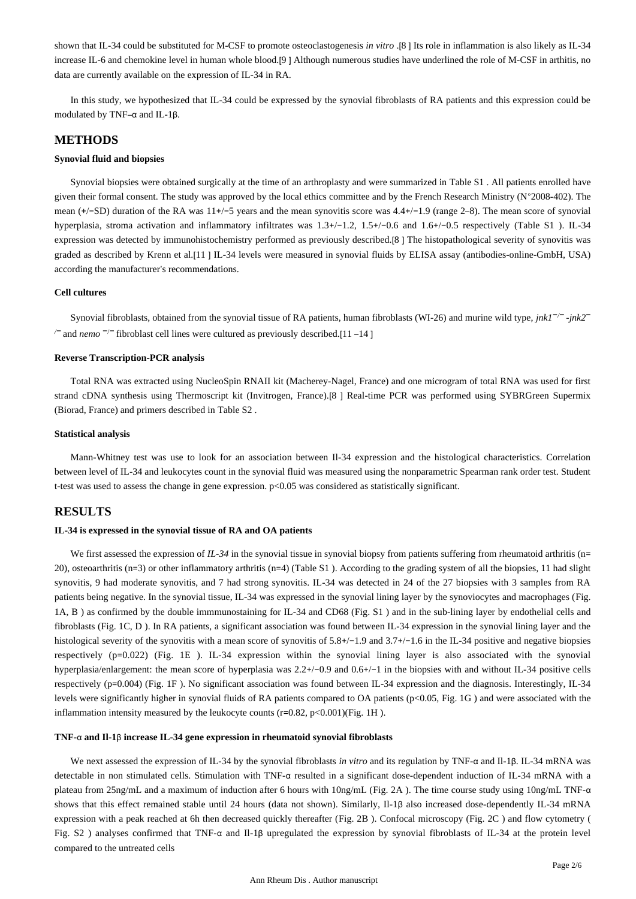shown that IL-34 could be substituted for M-CSF to promote osteoclastogenesis *in vitro* .[8] Its role in inflammation is also likely as IL-34 increase IL-6 and chemokine level in human whole blood.[9] Although numerous studies have underlined the role of M-CSF in arthitis, no data are currently available on the expression of IL-34 in RA.

In this study, we hypothesized that IL-34 could be expressed by the synovial fibroblasts of RA patients and this expression could be modulated by TNF–α and IL-1β.

## METHODS

### Synovial fluid and biopsies

Synovial biopsies were obtained surgically at the time of an arthroplasty and were summarized in Table S1 . All patients enrolled have given their formal consent. The study was approved by the local ethics committee and by the French Research Ministry (N°2008-402). The mean (+/−SD) duration of the RA was 11+/−5 years and the mean synovitis score was 4.4+/−1.9 (range 2–8). The mean score of synovial hyperplasia, stroma activation and inflammatory infiltrates was 1.3+/−1.2, 1.5+/−0.6 and 1.6+/−0.5 respectively (Table S1 ). IL-34 expression was detected by immunohistochemistry performed as previously described.[8] The histopathological severity of synovitis was graded as described by Krenn et al.[11] IL-34 levels were measured in synovial fluids by ELISA assay (antibodies-online-GmbH, USA) according the manufacturer's recommendations.

### Cell cultures

Synovial fibroblasts, obtained from the synovial tissue of RA patients, human fibroblasts (WI-26) and murine wild type, *jnk1*$^{-/-}$ -*jnk2*$^{-/-}$ and *nemo* $^{-/-}$ fibroblast cell lines were cultured as previously described.[11 –14]

### Reverse Transcription-PCR analysis

Total RNA was extracted using NucleoSpin RNAII kit (Macherey-Nagel, France) and one microgram of total RNA was used for first strand cDNA synthesis using Thermoscript kit (Invitrogen, France).[8] Real-time PCR was performed using SYBRGreen Supermix (Biorad, France) and primers described in Table S2 .

### Statistical analysis

Mann-Whitney test was use to look for an association between Il-34 expression and the histological characteristics. Correlation between level of IL-34 and leukocytes count in the synovial fluid was measured using the nonparametric Spearman rank order test. Student t-test was used to assess the change in gene expression. $p<0.05$ was considered as statistically significant.

## RESULTS

### IL-34 is expressed in the synovial tissue of RA and OA patients

We first assessed the expression of *IL-34* in the synovial tissue in synovial biopsy from patients suffering from rheumatoid arthritis (n= 20), osteoarthritis (n=3) or other inflammatory arthritis (n=4) (Table S1 ). According to the grading system of all the biopsies, 11 had slight synovitis, 9 had moderate synovitis, and 7 had strong synovitis. IL-34 was detected in 24 of the 27 biopsies with 3 samples from RA patients being negative. In the synovial tissue, IL-34 was expressed in the synovial lining layer by the synoviocytes and macrophages (Fig. 1A, B ) as confirmed by the double immmunostaining for IL-34 and CD68 (Fig. S1 ) and in the sub-lining layer by endothelial cells and fibroblasts (Fig. 1C, D ). In RA patients, a significant association was found between IL-34 expression in the synovial lining layer and the histological severity of the synovitis with a mean score of synovitis of 5.8+/−1.9 and 3.7+/−1.6 in the IL-34 positive and negative biopsies respectively (p=0.022) (Fig. 1E ). IL-34 expression within the synovial lining layer is also associated with the synovial hyperplasia/enlargement: the mean score of hyperplasia was 2.2+/−0.9 and 0.6+/−1 in the biopsies with and without IL-34 positive cells respectively (p=0.004) (Fig. 1F ). No significant association was found between IL-34 expression and the diagnosis. Interestingly, IL-34 levels were significantly higher in synovial fluids of RA patients compared to OA patients ($p<0.05$, Fig. 1G ) and were associated with the inflammation intensity measured by the leukocyte counts ($r=0.82$, $p<0.001$)(Fig. 1H ).

### TNF-α and Il-1β increase IL-34 gene expression in rheumatoid synovial fibroblasts

We next assessed the expression of IL-34 by the synovial fibroblasts *in vitro* and its regulation by TNF-α and Il-1β. IL-34 mRNA was detectable in non stimulated cells. Stimulation with TNF-α resulted in a significant dose-dependent induction of IL-34 mRNA with a plateau from 25ng/mL and a maximum of induction after 6 hours with 10ng/mL (Fig. 2A ). The time course study using 10ng/mL TNF-α shows that this effect remained stable until 24 hours (data not shown). Similarly, Il-1β also increased dose-dependently IL-34 mRNA expression with a peak reached at 6h then decreased quickly thereafter (Fig. 2B ). Confocal microscopy (Fig. 2C ) and flow cytometry ( Fig. S2 ) analyses confirmed that TNF-α and Il-1β upregulated the expression by synovial fibroblasts of IL-34 at the protein level compared to the untreated cells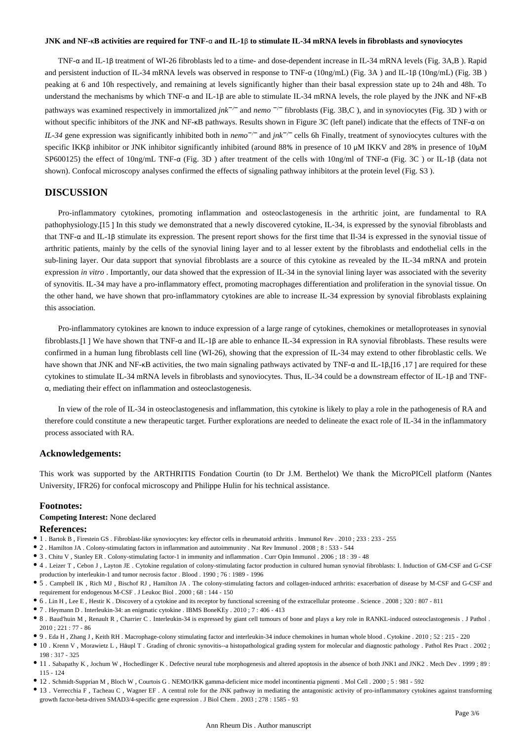**JNK and NF-κB activities are required for TNF-α and IL-1β to stimulate IL-34 mRNA levels in fibroblasts and synoviocytes**

TNF-α and IL-1β treatment of WI-26 fibroblasts led to a time- and dose-dependent increase in IL-34 mRNA levels (Fig. 3A,B ). Rapid and persistent induction of IL-34 mRNA levels was observed in response to TNF-α (10ng/mL) (Fig. 3A ) and IL-1β (10ng/mL) (Fig. 3B ) peaking at 6 and 10h respectively, and remaining at levels significantly higher than their basal expression state up to 24h and 48h. To understand the mechanisms by which TNF-α and IL-1β are able to stimulate IL-34 mRNA levels, the role played by the JNK and NF-κB pathways was examined respectively in immortalized *jnk*$^{-/-}$ and *nemo* $^{-/-}$ fibroblasts (Fig. 3B,C ), and in synoviocytes (Fig. 3D ) with or without specific inhibitors of the JNK and NF-κB pathways. Results shown in Figure 3C (left panel) indicate that the effects of TNF-α on *IL-34* gene expression was significantly inhibited both in *nemo*$^{-/-}$ and *jnk*$^{-/-}$ cells 6h Finally, treatment of synoviocytes cultures with the specific IKKβ inhibitor or JNK inhibitor significantly inhibited (around 88% in presence of 10 μM IKKV and 28% in presence of 10μM SP600125) the effect of 10ng/mL TNF-α (Fig. 3D ) after treatment of the cells with 10ng/ml of TNF-α (Fig. 3C ) or IL-1β (data not shown). Confocal microscopy analyses confirmed the effects of signaling pathway inhibitors at the protein level (Fig. S3 ).

## DISCUSSION

Pro-inflammatory cytokines, promoting inflammation and osteoclastogenesis in the arthritic joint, are fundamental to RA pathophysiology.[15 ] In this study we demonstrated that a newly discovered cytokine, IL-34, is expressed by the synovial fibroblasts and that TNF-α and IL-1β stimulate its expression. The present report shows for the first time that Il-34 is expressed in the synovial tissue of arthritic patients, mainly by the cells of the synovial lining layer and to al lesser extent by the fibroblasts and endothelial cells in the sub-lining layer. Our data support that synovial fibroblasts are a source of this cytokine as revealed by the IL-34 mRNA and protein expression *in vitro* . Importantly, our data showed that the expression of IL-34 in the synovial lining layer was associated with the severity of synovitis. IL-34 may have a pro-inflammatory effect, promoting macrophages differentiation and proliferation in the synovial tissue. On the other hand, we have shown that pro-inflammatory cytokines are able to increase IL-34 expression by synovial fibroblasts explaining this association.

Pro-inflammatory cytokines are known to induce expression of a large range of cytokines, chemokines or metalloproteases in synovial fibroblasts.[1 ] We have shown that TNF-α and IL-1β are able to enhance IL-34 expression in RA synovial fibroblasts. These results were confirmed in a human lung fibroblasts cell line (WI-26), showing that the expression of IL-34 may extend to other fibroblastic cells. We have shown that JNK and NF-κB activities, the two main signaling pathways activated by TNF-α and IL-1β,[16 ,17 ] are required for these cytokines to stimulate IL-34 mRNA levels in fibroblasts and synoviocytes. Thus, IL-34 could be a downstream effector of IL-1β and TNF-α, mediating their effect on inflammation and osteoclastogenesis.

In view of the role of IL-34 in osteoclastogenesis and inflammation, this cytokine is likely to play a role in the pathogenesis of RA and therefore could constitute a new therapeutic target. Further explorations are needed to delineate the exact role of IL-34 in the inflammatory process associated with RA.

### Acknowledgements:

This work was supported by the ARTHRITIS Fondation Courtin (to Dr J.M. Berthelot) We thank the MicroPICell platform (Nantes University, IFR26) for confocal microscopy and Philippe Hulin for his technical assistance.

### Footnotes:

**Competing Interest:** None declared

### References:

- 1 . Bartok B , Firestein GS . Fibroblast-like synoviocytes: key effector cells in rheumatoid arthritis . Immunol Rev . 2010 ; 233 : 233 - 255
- 2 . Hamilton JA . Colony-stimulating factors in inflammation and autoimmunity . Nat Rev Immunol . 2008 ; 8 : 533 - 544
- 3 . Chitu V , Stanley ER . Colony-stimulating factor-1 in immunity and inflammation . Curr Opin Immunol . 2006 ; 18 : 39 - 48
- 4 . Leizer T , Cebon J , Layton JE . Cytokine regulation of colony-stimulating factor production in cultured human synovial fibroblasts: I. Induction of GM-CSF and G-CSF production by interleukin-1 and tumor necrosis factor . Blood . 1990 ; 76 : 1989 - 1996
- 5 . Campbell IK , Rich MJ , Bischof RJ , Hamilton JA . The colony-stimulating factors and collagen-induced arthritis: exacerbation of disease by M-CSF and G-CSF and requirement for endogenous M-CSF . J Leukoc Biol . 2000 ; 68 : 144 - 150
- 6 . Lin H , Lee E , Hestir K . Discovery of a cytokine and its receptor by functional screening of the extracellular proteome . Science . 2008 ; 320 : 807 - 811
- 7 . Heymann D . Interleukin-34: an enigmatic cytokine . IBMS BoneKEy . 2010 ; 7 : 406 - 413
- 8 . Baud'huin M , Renault R , Charrier C . Interleukin-34 is expressed by giant cell tumours of bone and plays a key role in RANKL-induced osteoclastogenesis . J Pathol . 2010 ; 221 : 77 - 86
- 9 . Eda H , Zhang J , Keith RH . Macrophage-colony stimulating factor and interleukin-34 induce chemokines in human whole blood . Cytokine . 2010 ; 52 : 215 - 220
- 10 . Krenn V , Morawietz L , Häupl T . Grading of chronic synovitis--a histopathological grading system for molecular and diagnostic pathology . Pathol Res Pract . 2002 ; 198 : 317 - 325
- 11 . Sabapathy K , Jochum W , Hochedlinger K . Defective neural tube morphogenesis and altered apoptosis in the absence of both JNK1 and JNK2 . Mech Dev . 1999 ; 89 : 115 - 124
- 12 . Schmidt-Supprian M , Bloch W , Courtois G . NEMO/IKK gamma-deficient mice model incontinentia pigmenti . Mol Cell . 2000 ; 5 : 981 - 592
- 13 . Verrecchia F , Tacheau C , Wagner EF . A central role for the JNK pathway in mediating the antagonistic activity of pro-inflammatory cytokines against transforming growth factor-beta-driven SMAD3/4-specific gene expression . J Biol Chem . 2003 ; 278 : 1585 - 93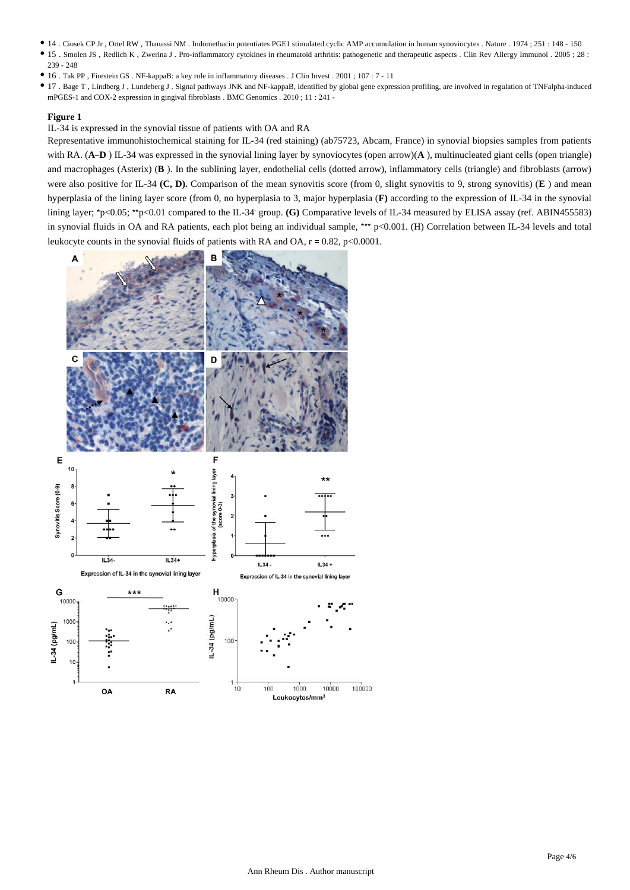- 14 . Ciosek CP Jr , Ortel RW , Thanassi NM . Indomethacin potentiates PGE1 stimulated cyclic AMP accumulation in human synoviocytes . Nature . 1974 ; 251 : 148 - 150
- 15 . Smolen JS , Redlich K , Zwerina J . Pro-inflammatory cytokines in rheumatoid arthritis: pathogenetic and therapeutic aspects . Clin Rev Allergy Immunol . 2005 ; 28 : 239 - 248
- 16 . Tak PP , Firestein GS . NF-kappaB: a key role in inflammatory diseases . J Clin Invest . 2001 ; 107 : 7 - 11
- 17 . Bage T , Lindberg J , Lundeberg J . Signal pathways JNK and NF-kappaB, identified by global gene expression profiling, are involved in regulation of TNFalpha-induced mPGES-1 and COX-2 expression in gingival fibroblasts . BMC Genomics . 2010 ; 11 : 241 -

**Figure 1**

IL-34 is expressed in the synovial tissue of patients with OA and RA

Representative immunohistochemical staining for IL-34 (red staining) (ab75723, Abcam, France) in synovial biopsies samples from patients with RA. (**A–D** ) IL-34 was expressed in the synovial lining layer by synoviocytes (open arrow)(**A** ), multinucleated giant cells (open triangle) and macrophages (Asterix) (**B** ). In the sublining layer, endothelial cells (dotted arrow), inflammatory cells (triangle) and fibroblasts (arrow) were also positive for IL-34 **(C, D).** Comparison of the mean synovitis score (from 0, slight synovitis to 9, strong synovitis) (**E** ) and mean hyperplasia of the lining layer score (from 0, no hyperplasia to 3, major hyperplasia (**F)** according to the expression of IL-34 in the synovial lining layer; \*p<0.05; \*\*p<0.01 compared to the IL-34⁻ group. **(G)** Comparative levels of IL-34 measured by ELISA assay (ref. ABIN455583) in synovial fluids in OA and RA patients, each plot being an individual sample, \*\*\* p<0.001. (H) Correlation between IL-34 levels and total leukocyte counts in the synovial fluids of patients with RA and OA, r = 0.82, p<0.0001.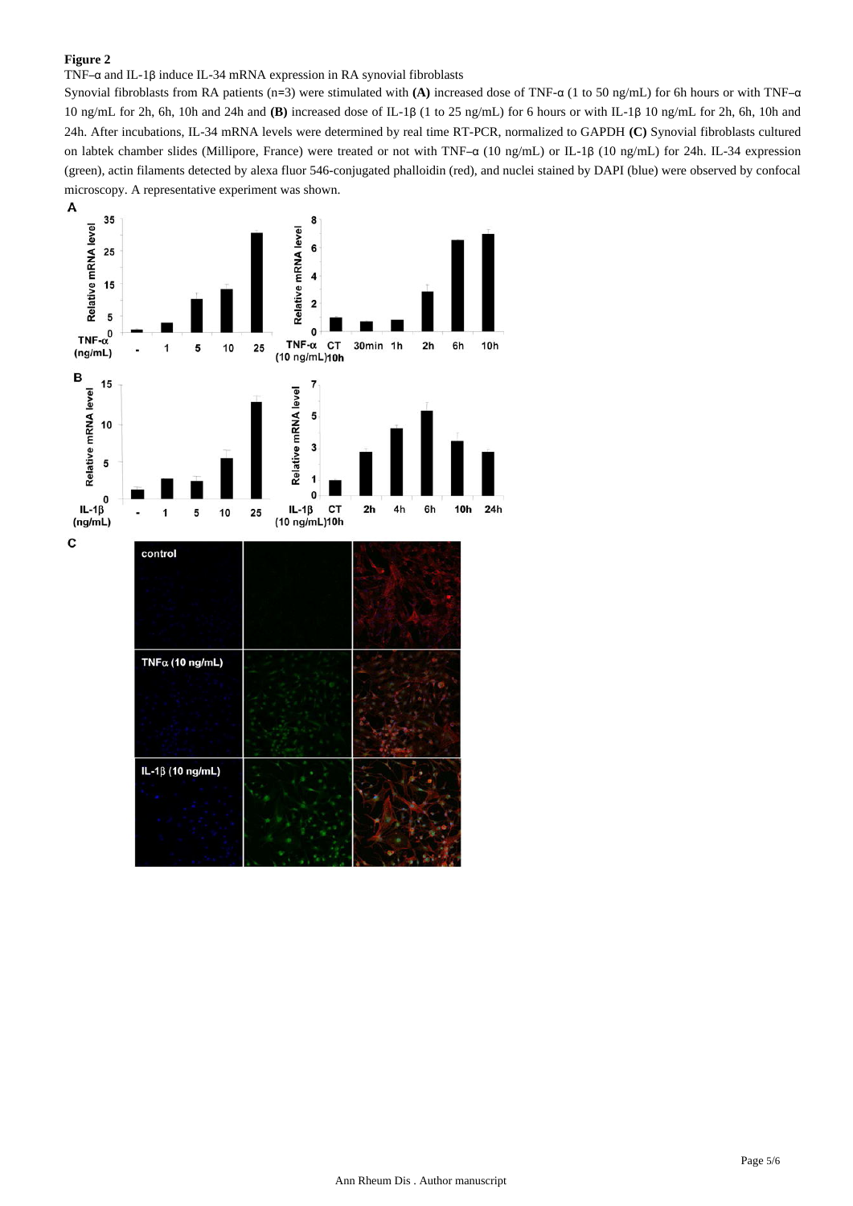**Figure 2**

TNF–α and IL-1β induce IL-34 mRNA expression in RA synovial fibroblasts

Synovial fibroblasts from RA patients (n=3) were stimulated with **(A)** increased dose of TNF-α (1 to 50 ng/mL) for 6h hours or with TNF–α 10 ng/mL for 2h, 6h, 10h and 24h and **(B)** increased dose of IL-1β (1 to 25 ng/mL) for 6 hours or with IL-1β 10 ng/mL for 2h, 6h, 10h and 24h. After incubations, IL-34 mRNA levels were determined by real time RT-PCR, normalized to GAPDH **(C)** Synovial fibroblasts cultured on labtek chamber slides (Millipore, France) were treated or not with TNF–α (10 ng/mL) or IL-1β (10 ng/mL) for 24h. IL-34 expression (green), actin filaments detected by alexa fluor 546-conjugated phalloidin (red), and nuclei stained by DAPI (blue) were observed by confocal microscopy. A representative experiment was shown.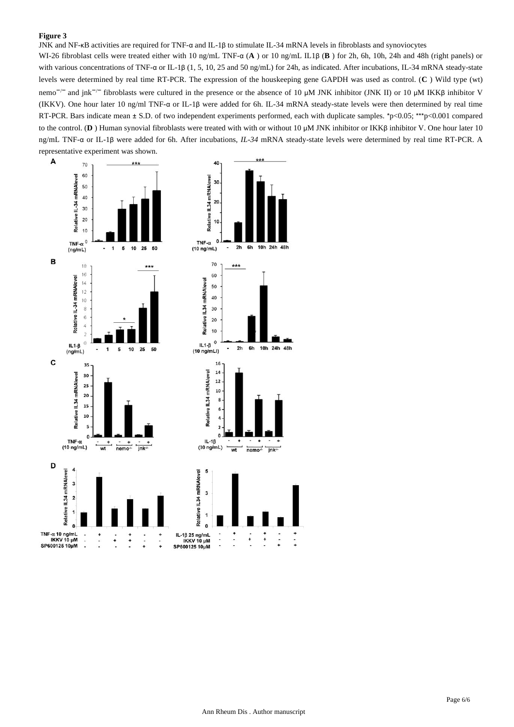**Figure 3**

JNK and NF-κB activities are required for TNF-α and IL-1β to stimulate IL-34 mRNA levels in fibroblasts and synoviocytes

WI-26 fibroblast cells were treated either with 10 ng/mL TNF-α (**A**) or 10 ng/mL IL1β (**B**) for 2h, 6h, 10h, 24h and 48h (right panels) or with various concentrations of TNF-α or IL-1β (1, 5, 10, 25 and 50 ng/mL) for 24h, as indicated. After incubations, IL-34 mRNA steady-state levels were determined by real time RT-PCR. The expression of the houskeeping gene GAPDH was used as control. (**C**) Wild type (wt) $nemo^{-/-}$ and $jnk^{-/-}$ fibroblasts were cultured in the presence or the absence of 10 μM JNK inhibitor (JNK II) or 10 μM IKKβ inhibitor V (IKKV). One hour later 10 ng/ml TNF-α or IL-1β were added for 6h. IL-34 mRNA steady-state levels were then determined by real time RT-PCR. Bars indicate mean ± S.D. of two independent experiments performed, each with duplicate samples. *$p<0.05$; ***$p<0.001$ compared to the control. (**D**) Human synovial fibroblasts were treated with with or without 10 μM JNK inhibitor or IKKβ inhibitor V. One hour later 10 ng/mL TNF-α or IL-1β were added for 6h. After incubations, *IL-34* mRNA steady-state levels were determined by real time RT-PCR. A representative experiment was shown.

A

Relative IL-34 mRNA level

TNF-α (ng/mL): - 1 5 10 25 50

***

Relative IL34 mRNA level

TNF-α (10 ng/mL): - 2h 6h 10h 24h 48h

***

B

Relative IL-34 mRNA level

IL1-β (ng/mL): - 1 5 10 25 50

* ***

Relative IL-34 mRNA level

IL1-β (10 ng/mL): - 2h 6h 10h 24h 48h

***

C

Relative IL34 mRNA level

TNF-α (10 ng/mL): - + - + - +

wt nemo-/- jnk-/-

Relative IL34 mRNA level

IL-1β (10 ng/mL): - + - + - +

wt nemo-/- jnk-/-

D

Relative IL34 mRNA level

TNF-α 10 ng/mL: - + - + - +

IKKV 10 μM: - - + + - -

SP600125 10μM: - - - - + +

Relative IL34 mRNA level

IL-1β 25 ng/mL: - + - + - +

IKKV 10 μM: - - + + - -

SP600125 10μM: - - - - + +